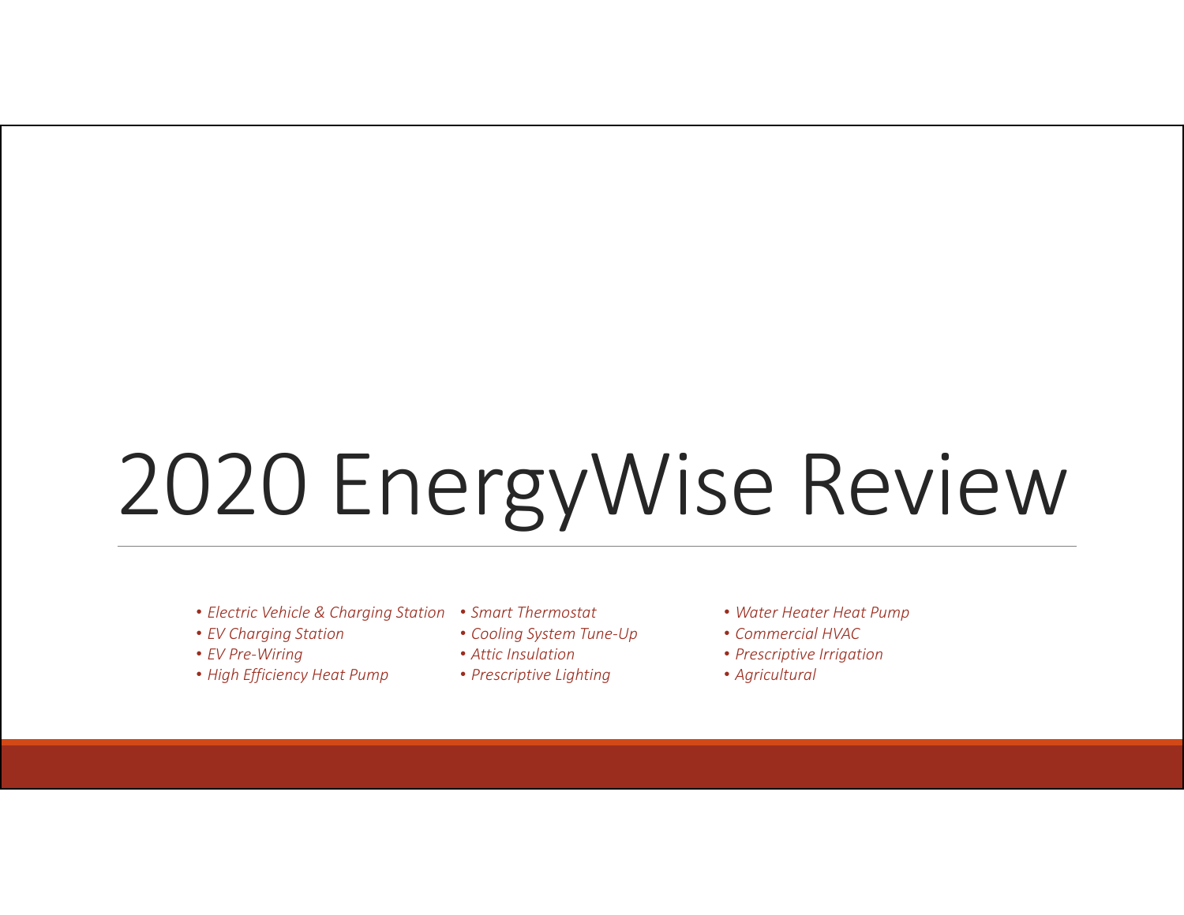# 2020 EnergyWise Review

- *Electric Vehicle & Charging Station*
- *EV Charging Station*
- *EV Pre-Wiring*
- *High Efficiency Heat Pump*
- *Smart Thermostat*
- *Cooling System Tune-Up*
- *Attic Insulation*
- *Prescriptive Lighting*
- *Water Heater Heat Pump*
- *Commercial HVAC*
- *Prescriptive Irrigation*
- *Agricultural*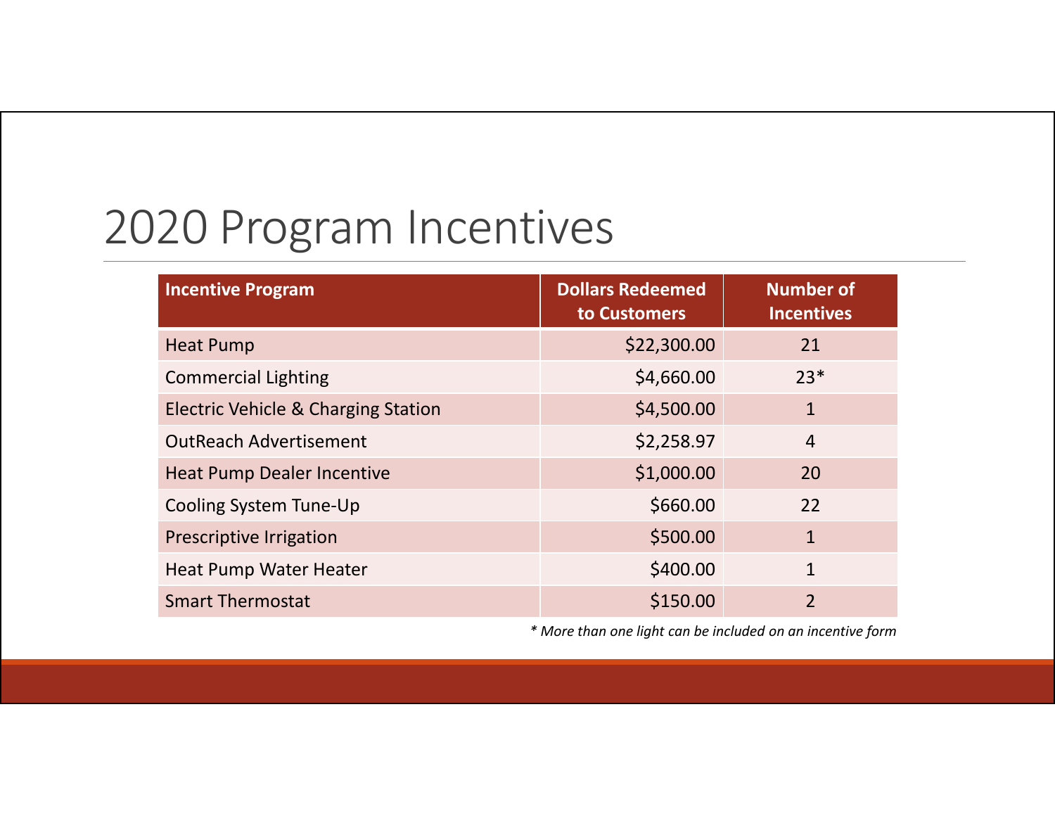# 2020 Program Incentives

| Incentive Program | Dollars Redeemed to Customers | Number of Incentives |
|---|---|---|
| Heat Pump | $22,300.00 | 21 |
| Commercial Lighting | $4,660.00 | 23* |
| Electric Vehicle & Charging Station | $4,500.00 | 1 |
| OutReach Advertisement | $2,258.97 | 4 |
| Heat Pump Dealer Incentive | $1,000.00 | 20 |
| Cooling System Tune-Up | $660.00 | 22 |
| Prescriptive Irrigation | $500.00 | 1 |
| Heat Pump Water Heater | $400.00 | 1 |
| Smart Thermostat | $150.00 | 2 |

*\* More than one light can be included on an incentive form*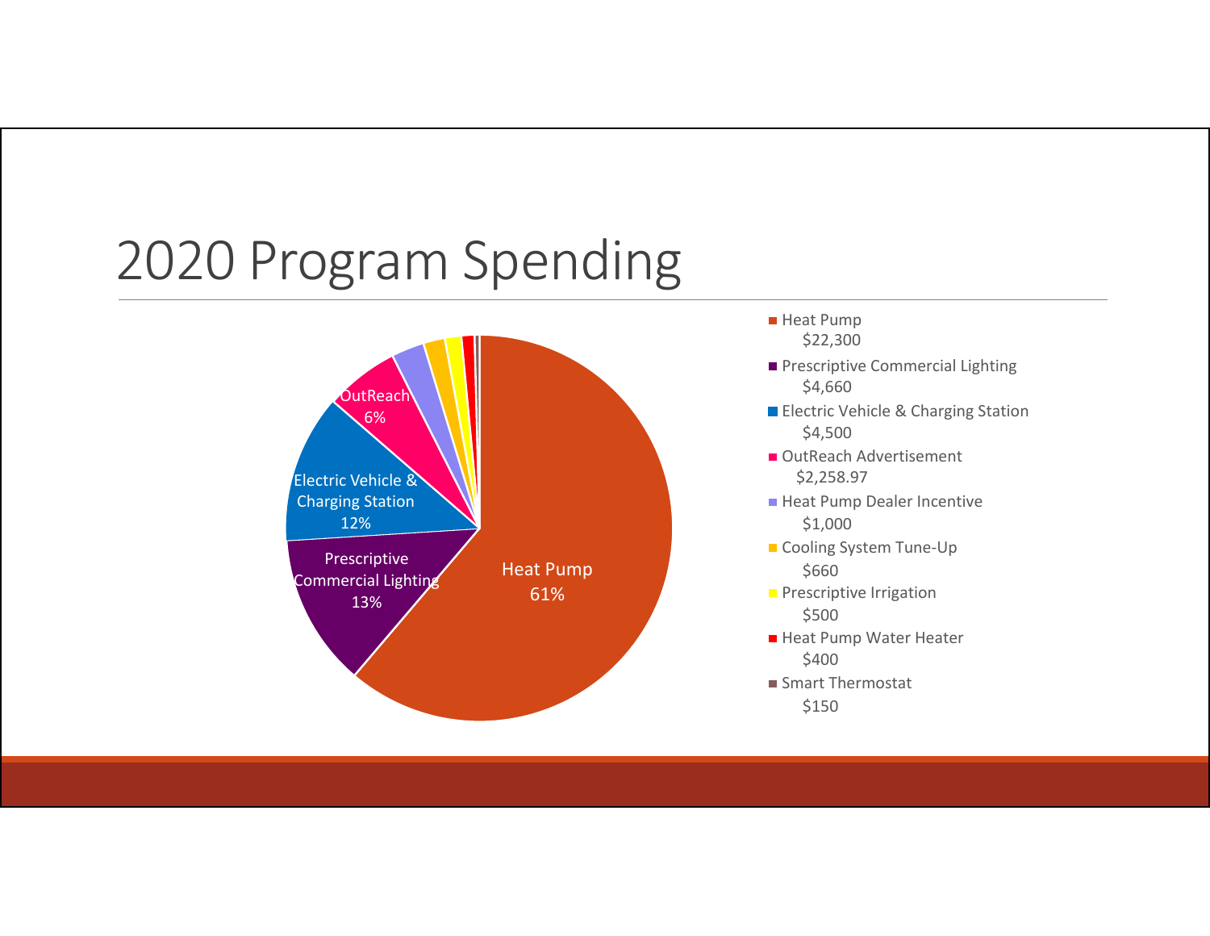# 2020 Program Spending

- Heat Pump
  $22,300
- Prescriptive Commercial Lighting
  $4,660
- Electric Vehicle & Charging Station
  $4,500
- OutReach Advertisement
  $2,258.97
- Heat Pump Dealer Incentive
  $1,000
- Cooling System Tune-Up
  $660
- Prescriptive Irrigation
  $500
- Heat Pump Water Heater
  $400
- Smart Thermostat
  $150

Heat Pump 61%

Prescriptive Commercial Lighting 13%

Electric Vehicle & Charging Station 12%

OutReach 6%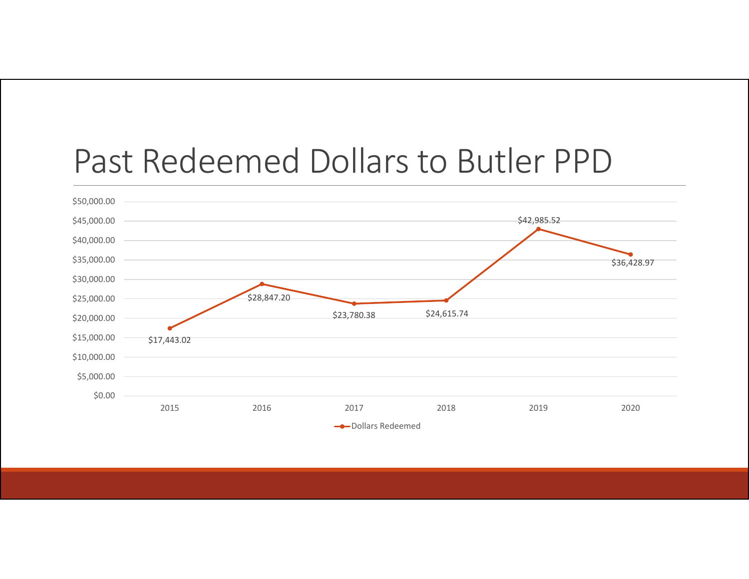# Past Redeemed Dollars to Butler PPD

| Year | Dollars Redeemed |
| --- | --- |
| 2015 | $17,443.02 |
| 2016 | $28,847.20 |
| 2017 | $23,780.38 |
| 2018 | $24,615.74 |
| 2019 | $42,985.52 |
| 2020 | $36,428.97 |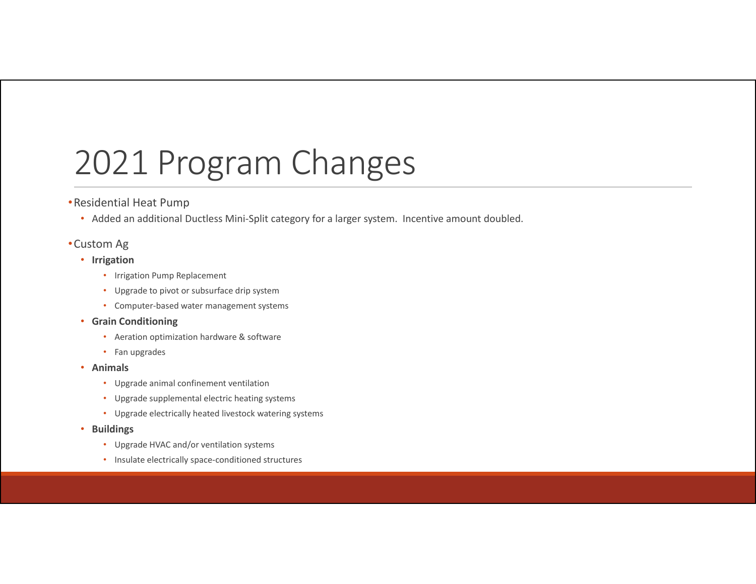# 2021 Program Changes

- Residential Heat Pump
  - Added an additional Ductless Mini-Split category for a larger system. Incentive amount doubled.
- Custom Ag
  - **Irrigation**
    - Irrigation Pump Replacement
    - Upgrade to pivot or subsurface drip system
    - Computer-based water management systems
  - **Grain Conditioning**
    - Aeration optimization hardware & software
    - Fan upgrades
  - **Animals**
    - Upgrade animal confinement ventilation
    - Upgrade supplemental electric heating systems
    - Upgrade electrically heated livestock watering systems
  - **Buildings**
    - Upgrade HVAC and/or ventilation systems
    - Insulate electrically space-conditioned structures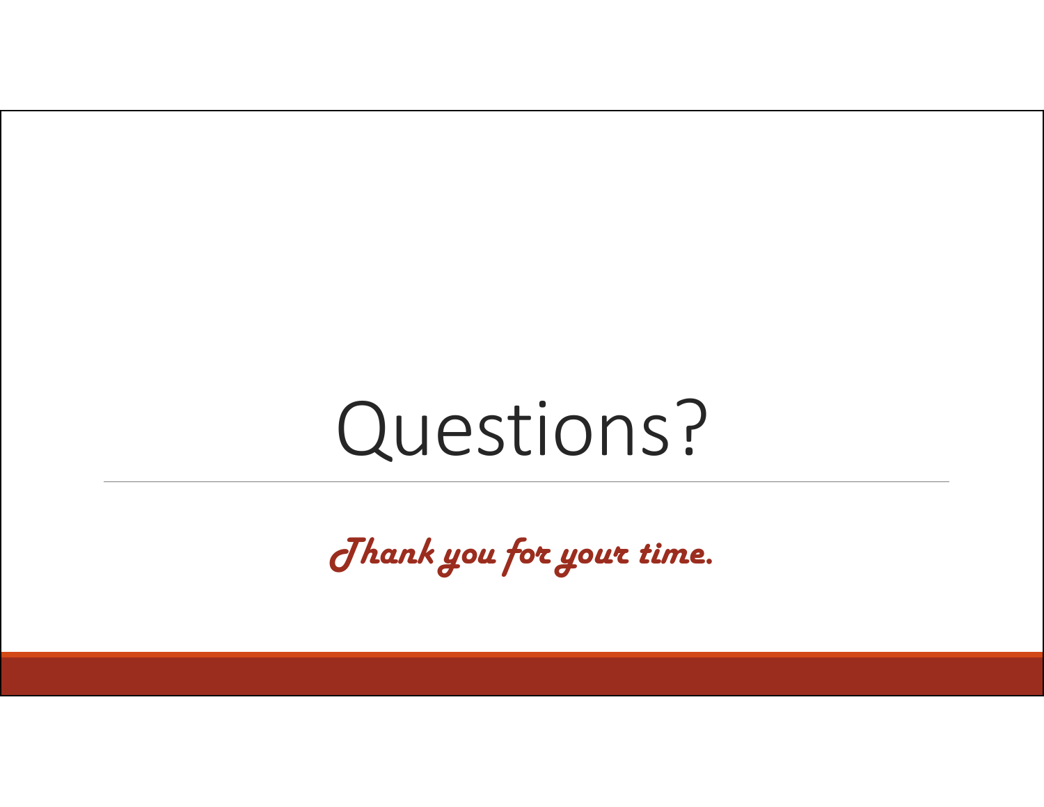# Questions?

*Thank you for your time.*